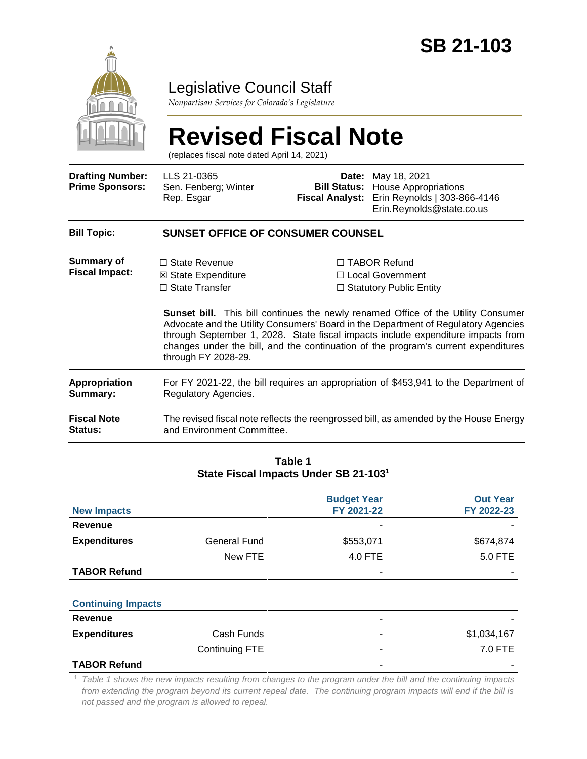# SB 21-103

## Legislative Council Staff

*Nonpartisan Services for Colorado's Legislature*

# Revised Fiscal Note

(replaces fiscal note dated April 14, 2021)

| | | | |
|---|---|---|---|
| **Drafting Number:** | LLS 21-0365 | **Date:** | May 18, 2021 |
| **Prime Sponsors:** | Sen. Fenberg; Winter<br>Rep. Esgar | **Bill Status:** | House Appropriations |
| | | **Fiscal Analyst:** | Erin Reynolds \| 303-866-4146<br>Erin.Reynolds@state.co.us |

| | |
|---|---|
| **Bill Topic:** | **SUNSET OFFICE OF CONSUMER COUNSEL** |
| **Summary of Fiscal Impact:** | ☐ State Revenue ☒ State Expenditure ☐ State Transfer ☐ TABOR Refund ☐ Local Government ☐ Statutory Public Entity<br><br>**Sunset bill.** This bill continues the newly renamed Office of the Utility Consumer Advocate and the Utility Consumers' Board in the Department of Regulatory Agencies through September 1, 2028. State fiscal impacts include expenditure impacts from changes under the bill, and the continuation of the program's current expenditures through FY 2028-29. |
| **Appropriation Summary:** | For FY 2021-22, the bill requires an appropriation of $453,941 to the Department of Regulatory Agencies. |
| **Fiscal Note Status:** | The revised fiscal note reflects the reengrossed bill, as amended by the House Energy and Environment Committee. |

**Table 1**
**State Fiscal Impacts Under SB 21-103**[1]

| **New Impacts** | | **Budget Year FY 2021-22** | **Out Year FY 2022-23** |
|---|---|---|---|
| **Revenue** | | - | - |
| **Expenditures** | General Fund | $553,071 | $674,874 |
| | New FTE | 4.0 FTE | 5.0 FTE |
| **TABOR Refund** | | - | - |
| **Continuing Impacts** | | | |
| **Revenue** | | - | - |
| **Expenditures** | Cash Funds | - | $1,034,167 |
| | Continuing FTE | - | 7.0 FTE |
| **TABOR Refund** | | - | - |

[1] *Table 1 shows the new impacts resulting from changes to the program under the bill and the continuing impacts from extending the program beyond its current repeal date. The continuing program impacts will end if the bill is not passed and the program is allowed to repeal.*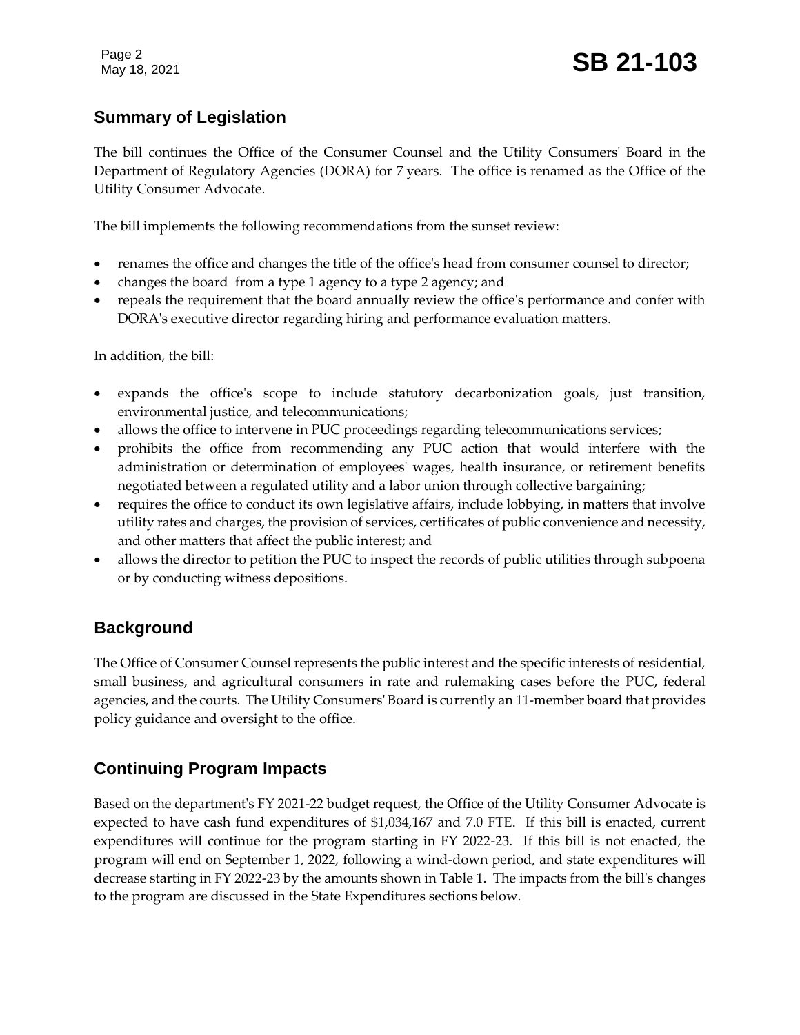## Summary of Legislation

The bill continues the Office of the Consumer Counsel and the Utility Consumers' Board in the Department of Regulatory Agencies (DORA) for 7 years. The office is renamed as the Office of the Utility Consumer Advocate.

The bill implements the following recommendations from the sunset review:

- renames the office and changes the title of the office's head from consumer counsel to director;
- changes the board from a type 1 agency to a type 2 agency; and
- repeals the requirement that the board annually review the office's performance and confer with DORA's executive director regarding hiring and performance evaluation matters.

In addition, the bill:

- expands the office's scope to include statutory decarbonization goals, just transition, environmental justice, and telecommunications;
- allows the office to intervene in PUC proceedings regarding telecommunications services;
- prohibits the office from recommending any PUC action that would interfere with the administration or determination of employees' wages, health insurance, or retirement benefits negotiated between a regulated utility and a labor union through collective bargaining;
- requires the office to conduct its own legislative affairs, include lobbying, in matters that involve utility rates and charges, the provision of services, certificates of public convenience and necessity, and other matters that affect the public interest; and
- allows the director to petition the PUC to inspect the records of public utilities through subpoena or by conducting witness depositions.

## Background

The Office of Consumer Counsel represents the public interest and the specific interests of residential, small business, and agricultural consumers in rate and rulemaking cases before the PUC, federal agencies, and the courts. The Utility Consumers' Board is currently an 11-member board that provides policy guidance and oversight to the office.

## Continuing Program Impacts

Based on the department's FY 2021-22 budget request, the Office of the Utility Consumer Advocate is expected to have cash fund expenditures of $1,034,167 and 7.0 FTE. If this bill is enacted, current expenditures will continue for the program starting in FY 2022-23. If this bill is not enacted, the program will end on September 1, 2022, following a wind-down period, and state expenditures will decrease starting in FY 2022-23 by the amounts shown in Table 1. The impacts from the bill's changes to the program are discussed in the State Expenditures sections below.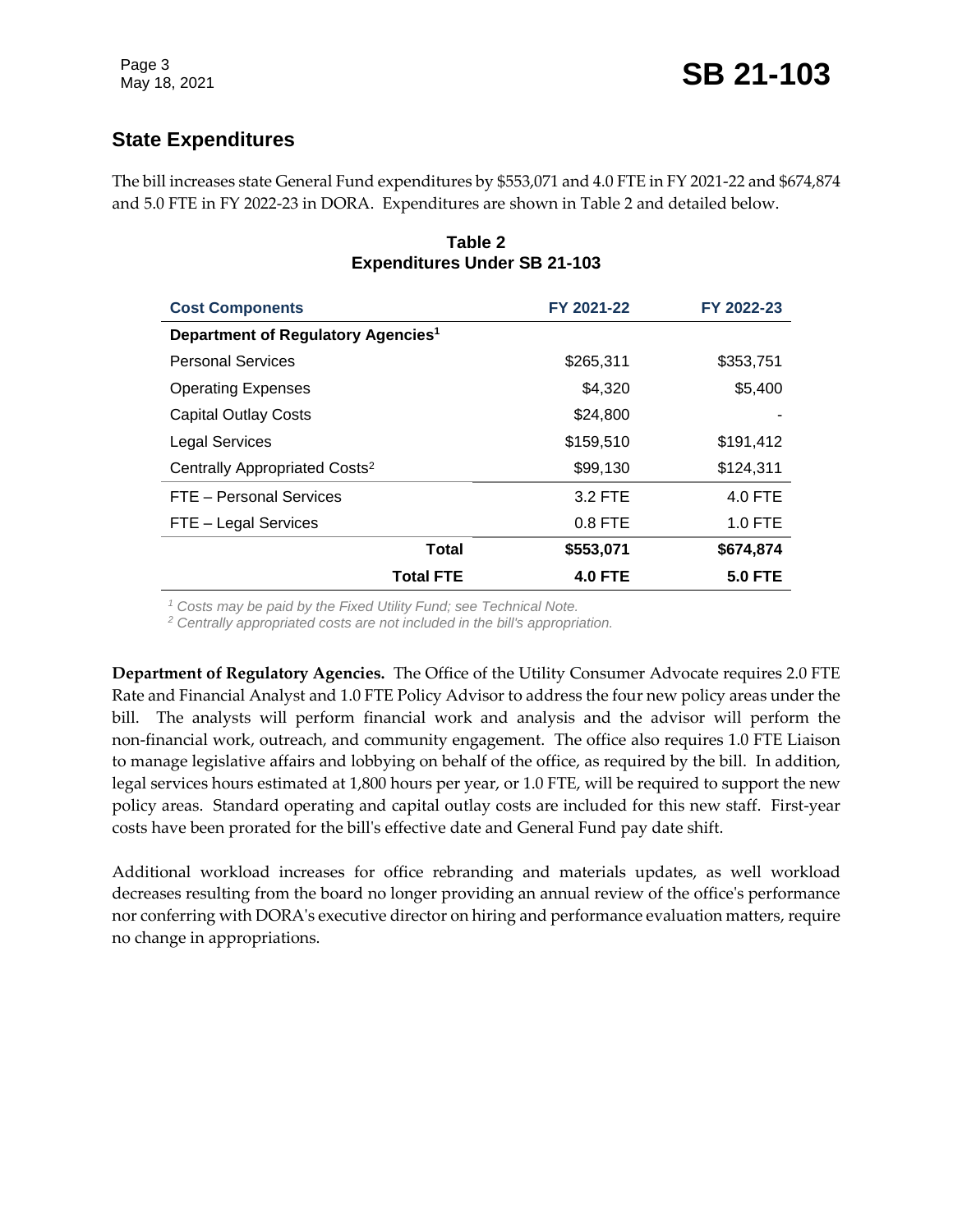## State Expenditures

The bill increases state General Fund expenditures by $553,071 and 4.0 FTE in FY 2021-22 and $674,874 and 5.0 FTE in FY 2022-23 in DORA. Expenditures are shown in Table 2 and detailed below.

**Table 2**
**Expenditures Under SB 21-103**

| Cost Components | FY 2021-22 | FY 2022-23 |
|---|---|---|
| **Department of Regulatory Agencies[1]** | | |
| Personal Services | $265,311 | $353,751 |
| Operating Expenses | $4,320 | $5,400 |
| Capital Outlay Costs | $24,800 | - |
| Legal Services | $159,510 | $191,412 |
| Centrally Appropriated Costs[2] | $99,130 | $124,311 |
| FTE – Personal Services | 3.2 FTE | 4.0 FTE |
| FTE – Legal Services | 0.8 FTE | 1.0 FTE |
| **Total** | **$553,071** | **$674,874** |
| **Total FTE** | **4.0 FTE** | **5.0 FTE** |

*[1] Costs may be paid by the Fixed Utility Fund; see Technical Note.*
*[2] Centrally appropriated costs are not included in the bill's appropriation.*

**Department of Regulatory Agencies.** The Office of the Utility Consumer Advocate requires 2.0 FTE Rate and Financial Analyst and 1.0 FTE Policy Advisor to address the four new policy areas under the bill. The analysts will perform financial work and analysis and the advisor will perform the non-financial work, outreach, and community engagement. The office also requires 1.0 FTE Liaison to manage legislative affairs and lobbying on behalf of the office, as required by the bill. In addition, legal services hours estimated at 1,800 hours per year, or 1.0 FTE, will be required to support the new policy areas. Standard operating and capital outlay costs are included for this new staff. First-year costs have been prorated for the bill's effective date and General Fund pay date shift.

Additional workload increases for office rebranding and materials updates, as well workload decreases resulting from the board no longer providing an annual review of the office's performance nor conferring with DORA's executive director on hiring and performance evaluation matters, require no change in appropriations.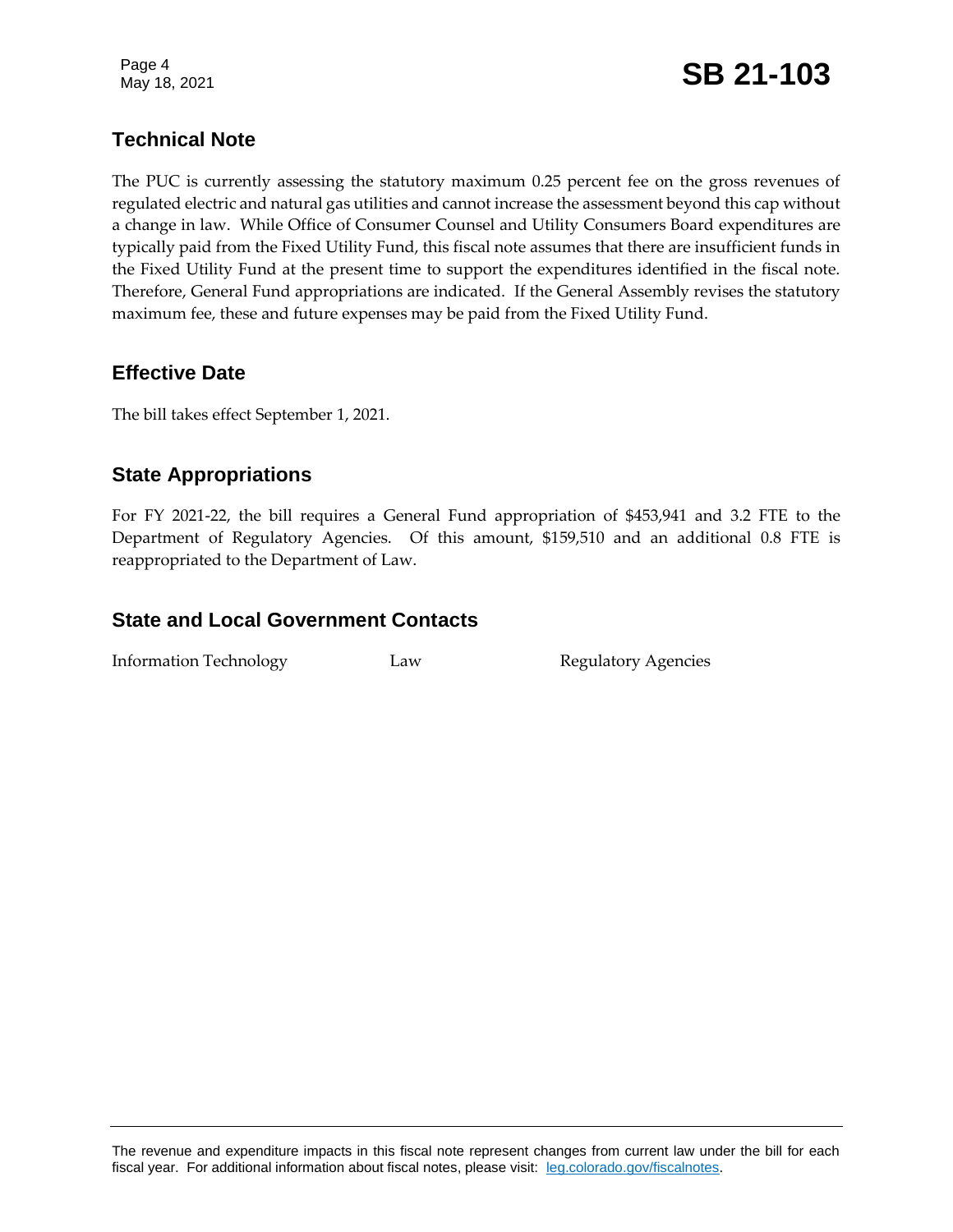## Technical Note

The PUC is currently assessing the statutory maximum 0.25 percent fee on the gross revenues of regulated electric and natural gas utilities and cannot increase the assessment beyond this cap without a change in law. While Office of Consumer Counsel and Utility Consumers Board expenditures are typically paid from the Fixed Utility Fund, this fiscal note assumes that there are insufficient funds in the Fixed Utility Fund at the present time to support the expenditures identified in the fiscal note. Therefore, General Fund appropriations are indicated. If the General Assembly revises the statutory maximum fee, these and future expenses may be paid from the Fixed Utility Fund.

## Effective Date

The bill takes effect September 1, 2021.

## State Appropriations

For FY 2021-22, the bill requires a General Fund appropriation of $453,941 and 3.2 FTE to the Department of Regulatory Agencies. Of this amount, $159,510 and an additional 0.8 FTE is reappropriated to the Department of Law.

## State and Local Government Contacts

Information Technology    Law    Regulatory Agencies

The revenue and expenditure impacts in this fiscal note represent changes from current law under the bill for each fiscal year. For additional information about fiscal notes, please visit: leg.colorado.gov/fiscalnotes.